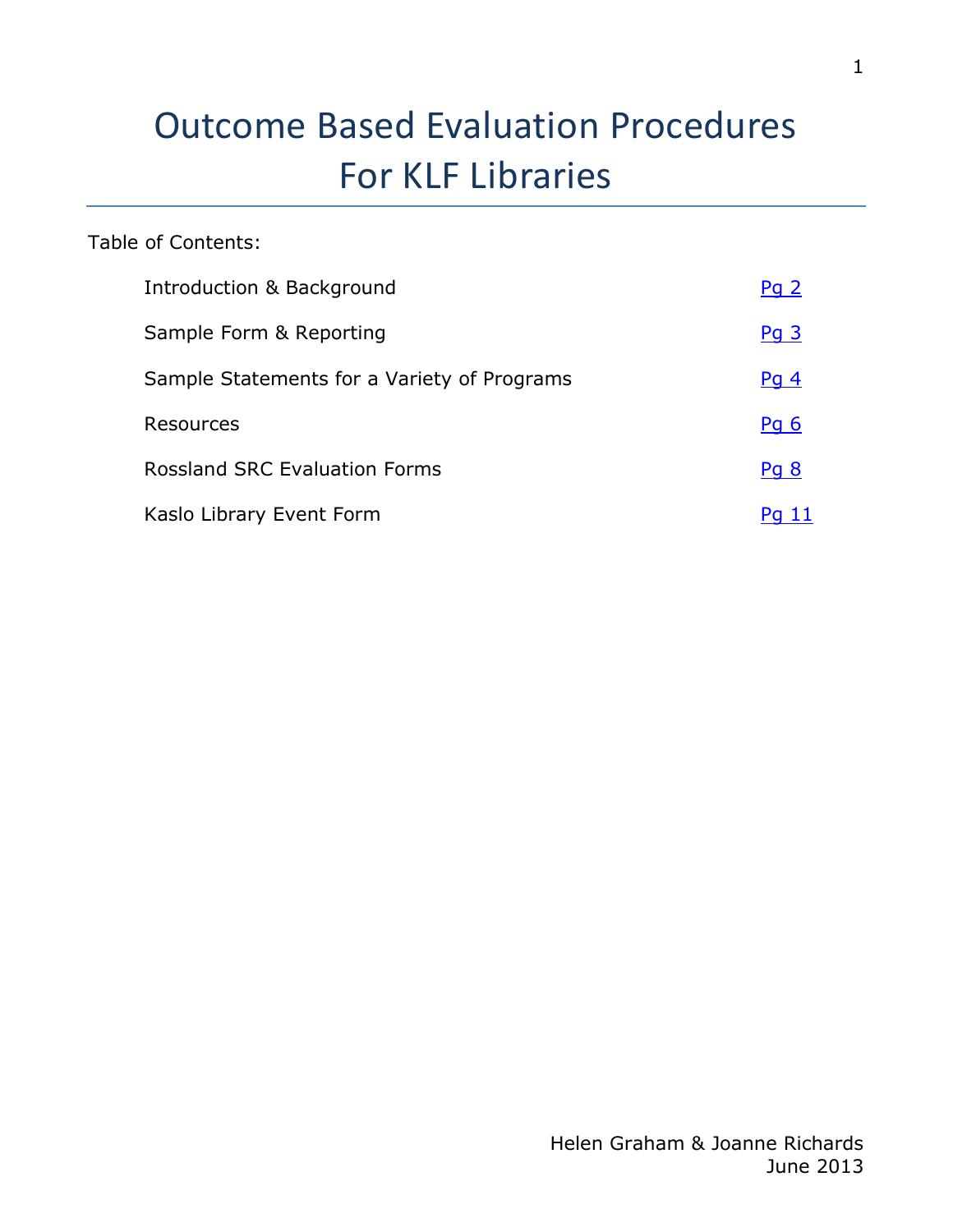# Outcome Based Evaluation Procedures For KLF Libraries

Table of Contents:

| | |
|---|---|
| Introduction & Background | Pg 2 |
| Sample Form & Reporting | Pg 3 |
| Sample Statements for a Variety of Programs | Pg 4 |
| Resources | Pg 6 |
| Rossland SRC Evaluation Forms | Pg 8 |
| Kaslo Library Event Form | Pg 11 |

Helen Graham & Joanne Richards
June 2013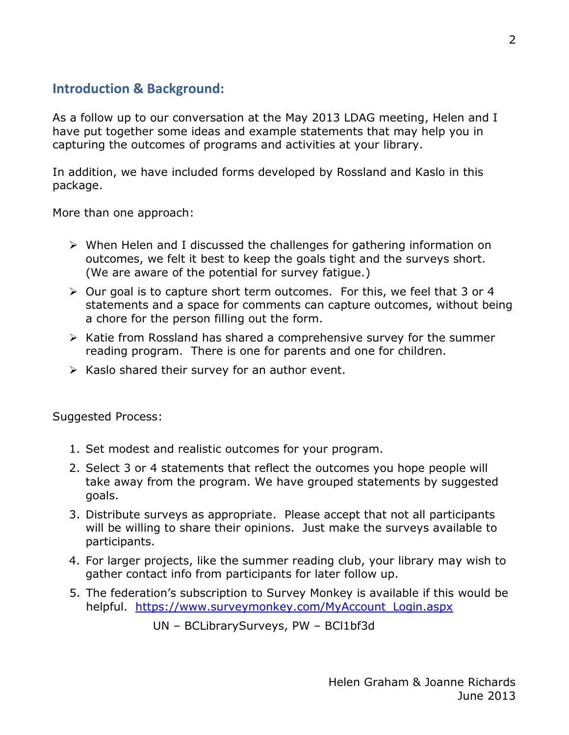## Introduction & Background:

As a follow up to our conversation at the May 2013 LDAG meeting, Helen and I have put together some ideas and example statements that may help you in capturing the outcomes of programs and activities at your library.

In addition, we have included forms developed by Rossland and Kaslo in this package.

More than one approach:

- When Helen and I discussed the challenges for gathering information on outcomes, we felt it best to keep the goals tight and the surveys short. (We are aware of the potential for survey fatigue.)
- Our goal is to capture short term outcomes. For this, we feel that 3 or 4 statements and a space for comments can capture outcomes, without being a chore for the person filling out the form.
- Katie from Rossland has shared a comprehensive survey for the summer reading program. There is one for parents and one for children.
- Kaslo shared their survey for an author event.

Suggested Process:

1. Set modest and realistic outcomes for your program.
2. Select 3 or 4 statements that reflect the outcomes you hope people will take away from the program. We have grouped statements by suggested goals.
3. Distribute surveys as appropriate. Please accept that not all participants will be willing to share their opinions. Just make the surveys available to participants.
4. For larger projects, like the summer reading club, your library may wish to gather contact info from participants for later follow up.
5. The federation's subscription to Survey Monkey is available if this would be helpful. [https://www.surveymonkey.com/MyAccount_Login.aspx](https://www.surveymonkey.com/MyAccount_Login.aspx)

   UN – BCLibrarySurveys, PW – BCl1bf3d

Helen Graham & Joanne Richards
June 2013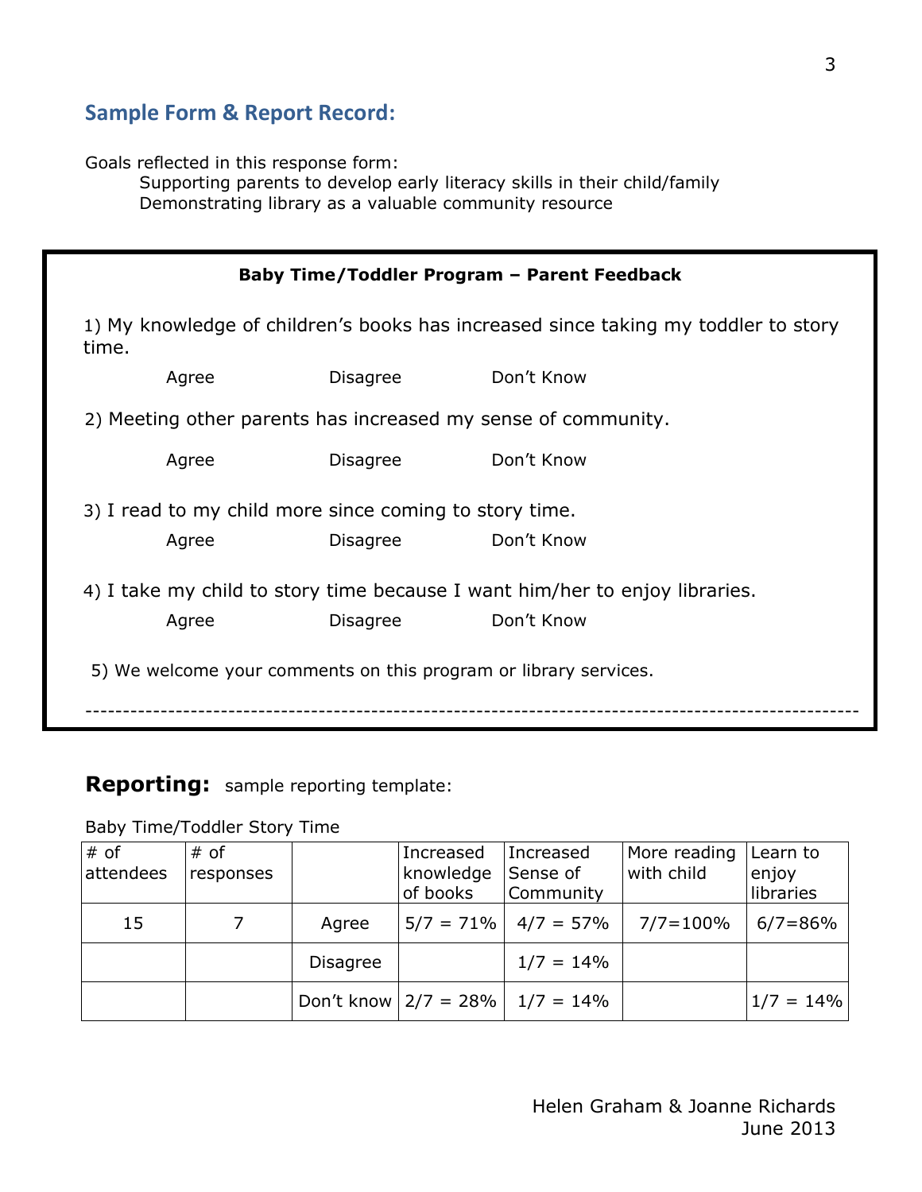## Sample Form & Report Record:

Goals reflected in this response form:

Supporting parents to develop early literacy skills in their child/family
Demonstrating library as a valuable community resource

**Baby Time/Toddler Program – Parent Feedback**

1) My knowledge of children's books has increased since taking my toddler to story time.

Agree Disagree Don't Know

2) Meeting other parents has increased my sense of community.

Agree Disagree Don't Know

3) I read to my child more since coming to story time.

Agree Disagree Don't Know

4) I take my child to story time because I want him/her to enjoy libraries.

Agree Disagree Don't Know

5) We welcome your comments on this program or library services.

---

**Reporting:** sample reporting template:

Baby Time/Toddler Story Time

| # of attendees | # of responses | | Increased knowledge of books | Increased Sense of Community | More reading with child | Learn to enjoy libraries |
|---|---|---|---|---|---|---|
| 15 | 7 | Agree | 5/7 = 71% | 4/7 = 57% | 7/7=100% | 6/7=86% |
| | | Disagree | | 1/7 = 14% | | |
| | | Don't know | 2/7 = 28% | 1/7 = 14% | | 1/7 = 14% |

Helen Graham & Joanne Richards
June 2013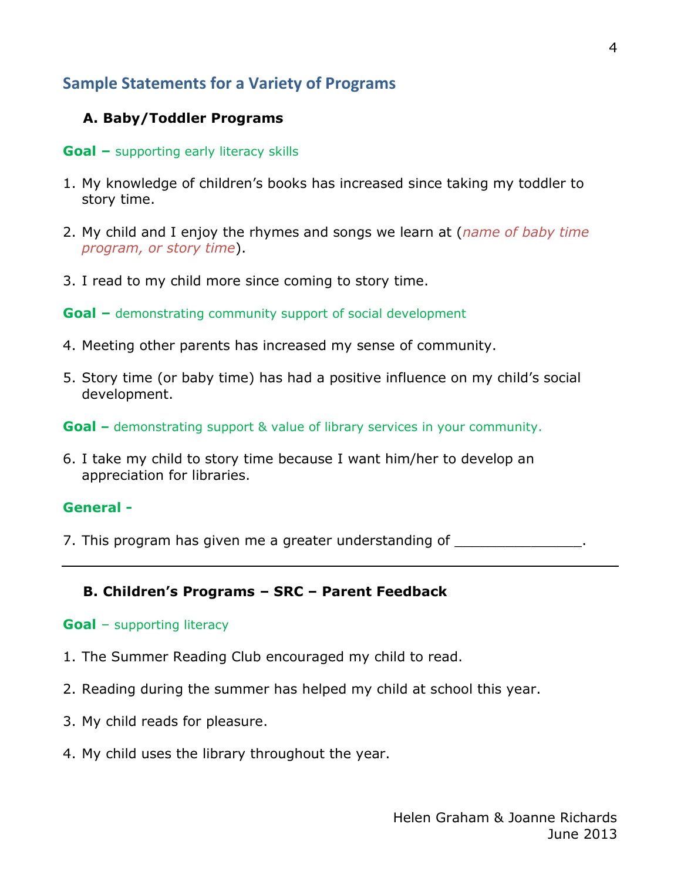## Sample Statements for a Variety of Programs

### A. Baby/Toddler Programs

**Goal –** supporting early literacy skills

1. My knowledge of children's books has increased since taking my toddler to story time.

2. My child and I enjoy the rhymes and songs we learn at (*name of baby time program, or story time*).

3. I read to my child more since coming to story time.

**Goal –** demonstrating community support of social development

4. Meeting other parents has increased my sense of community.

5. Story time (or baby time) has had a positive influence on my child's social development.

**Goal –** demonstrating support & value of library services in your community.

6. I take my child to story time because I want him/her to develop an appreciation for libraries.

**General -**

7. This program has given me a greater understanding of _______________.

---

### B. Children's Programs – SRC – Parent Feedback

**Goal** – supporting literacy

1. The Summer Reading Club encouraged my child to read.

2. Reading during the summer has helped my child at school this year.

3. My child reads for pleasure.

4. My child uses the library throughout the year.

Helen Graham & Joanne Richards
June 2013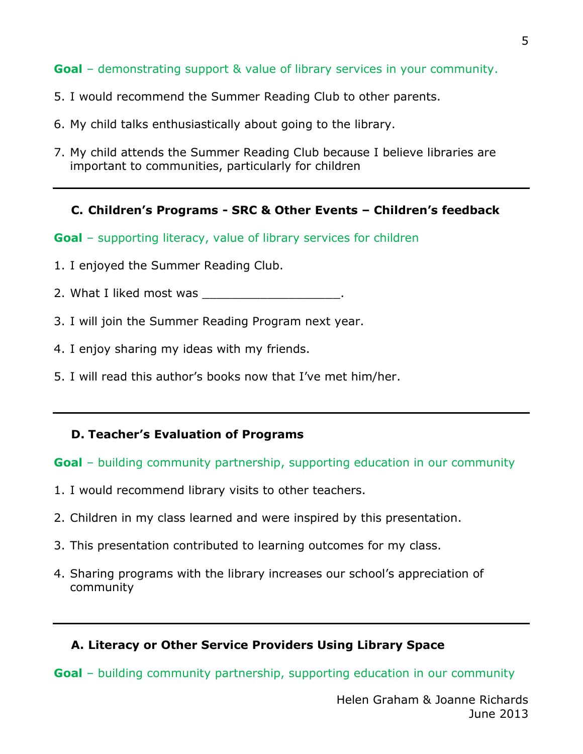**Goal** – demonstrating support & value of library services in your community.

5. I would recommend the Summer Reading Club to other parents.
6. My child talks enthusiastically about going to the library.
7. My child attends the Summer Reading Club because I believe libraries are important to communities, particularly for children

---

### C. Children's Programs - SRC & Other Events – Children's feedback

**Goal** – supporting literacy, value of library services for children

1. I enjoyed the Summer Reading Club.
2. What I liked most was ___________________.
3. I will join the Summer Reading Program next year.
4. I enjoy sharing my ideas with my friends.
5. I will read this author's books now that I've met him/her.

---

### D. Teacher's Evaluation of Programs

**Goal** – building community partnership, supporting education in our community

1. I would recommend library visits to other teachers.
2. Children in my class learned and were inspired by this presentation.
3. This presentation contributed to learning outcomes for my class.
4. Sharing programs with the library increases our school's appreciation of community

---

### A. Literacy or Other Service Providers Using Library Space

**Goal** – building community partnership, supporting education in our community

Helen Graham & Joanne Richards
June 2013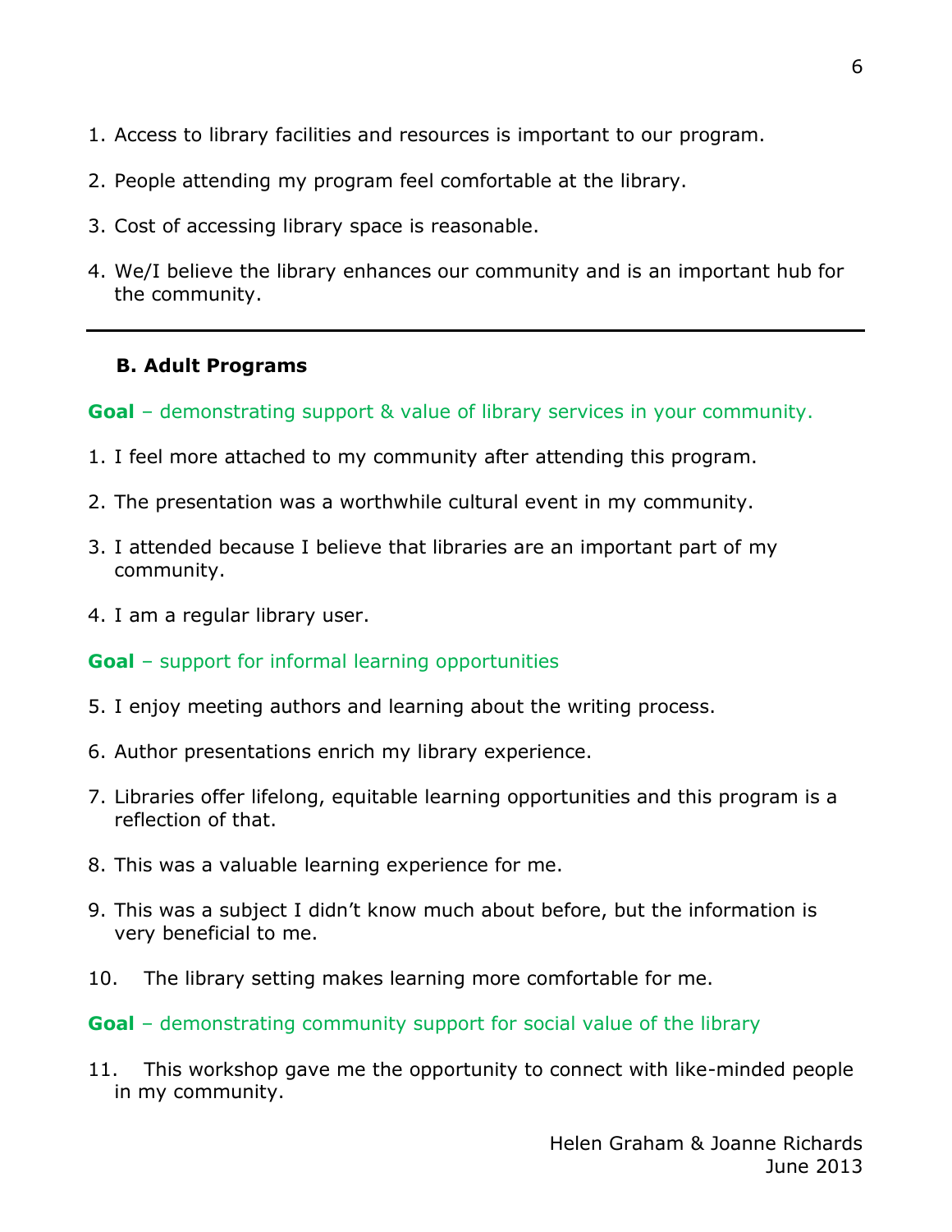1. Access to library facilities and resources is important to our program.
2. People attending my program feel comfortable at the library.
3. Cost of accessing library space is reasonable.
4. We/I believe the library enhances our community and is an important hub for the community.

---

### B. Adult Programs

**Goal** – demonstrating support & value of library services in your community.

1. I feel more attached to my community after attending this program.
2. The presentation was a worthwhile cultural event in my community.
3. I attended because I believe that libraries are an important part of my community.
4. I am a regular library user.

**Goal** – support for informal learning opportunities

5. I enjoy meeting authors and learning about the writing process.
6. Author presentations enrich my library experience.
7. Libraries offer lifelong, equitable learning opportunities and this program is a reflection of that.
8. This was a valuable learning experience for me.
9. This was a subject I didn't know much about before, but the information is very beneficial to me.
10. The library setting makes learning more comfortable for me.

**Goal** – demonstrating community support for social value of the library

11. This workshop gave me the opportunity to connect with like-minded people in my community.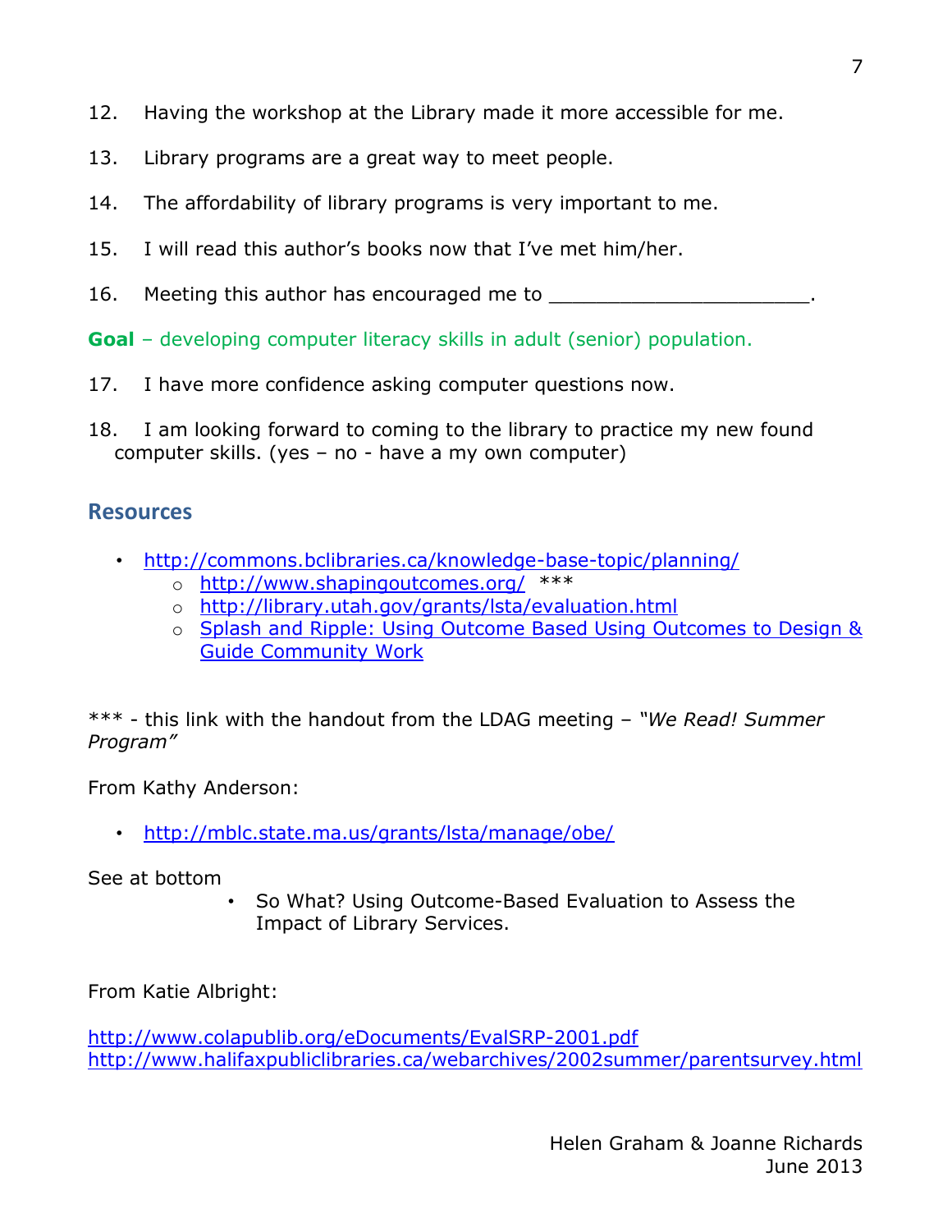12. Having the workshop at the Library made it more accessible for me.

13. Library programs are a great way to meet people.

14. The affordability of library programs is very important to me.

15. I will read this author's books now that I've met him/her.

16. Meeting this author has encouraged me to ______________________.

**Goal** – developing computer literacy skills in adult (senior) population.

17. I have more confidence asking computer questions now.

18. I am looking forward to coming to the library to practice my new found computer skills. (yes – no - have a my own computer)

## Resources

- [http://commons.bclibraries.ca/knowledge-base-topic/planning/](http://commons.bclibraries.ca/knowledge-base-topic/planning/)
    - [http://www.shapingoutcomes.org/](http://www.shapingoutcomes.org/) ***
    - [http://library.utah.gov/grants/lsta/evaluation.html](http://library.utah.gov/grants/lsta/evaluation.html)
    - Splash and Ripple: Using Outcome Based Using Outcomes to Design & Guide Community Work

*** - this link with the handout from the LDAG meeting – *"We Read! Summer Program"*

From Kathy Anderson:

- [http://mblc.state.ma.us/grants/lsta/manage/obe/](http://mblc.state.ma.us/grants/lsta/manage/obe/)

See at bottom

- So What? Using Outcome-Based Evaluation to Assess the Impact of Library Services.

From Katie Albright:

[http://www.colapublib.org/eDocuments/EvalSRP-2001.pdf](http://www.colapublib.org/eDocuments/EvalSRP-2001.pdf)
[http://www.halifaxpubliclibraries.ca/webarchives/2002summer/parentsurvey.html](http://www.halifaxpubliclibraries.ca/webarchives/2002summer/parentsurvey.html)

Helen Graham & Joanne Richards
June 2013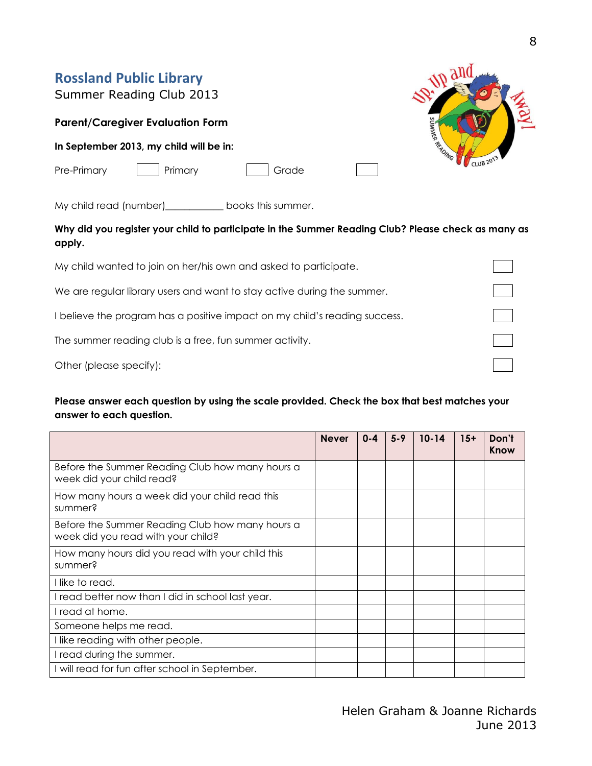## Rossland Public Library

Summer Reading Club 2013

**Parent/Caregiver Evaluation Form**

**In September 2013, my child will be in:**

Pre-Primary ☐ Primary ☐ Grade ☐

My child read (number)___________ books this summer.

**Why did you register your child to participate in the Summer Reading Club? Please check as many as apply.**

| | |
|---|---|
| My child wanted to join on her/his own and asked to participate. | ☐ |
| We are regular library users and want to stay active during the summer. | ☐ |
| I believe the program has a positive impact on my child's reading success. | ☐ |
| The summer reading club is a free, fun summer activity. | ☐ |
| Other (please specify): | ☐ |

**Please answer each question by using the scale provided. Check the box that best matches your answer to each question.**

| | Never | 0-4 | 5-9 | 10-14 | 15+ | Don't Know |
|---|---|---|---|---|---|---|
| Before the Summer Reading Club how many hours a week did your child read? | | | | | | |
| How many hours a week did your child read this summer? | | | | | | |
| Before the Summer Reading Club how many hours a week did you read with your child? | | | | | | |
| How many hours did you read with your child this summer? | | | | | | |
| I like to read. | | | | | | |
| I read better now than I did in school last year. | | | | | | |
| I read at home. | | | | | | |
| Someone helps me read. | | | | | | |
| I like reading with other people. | | | | | | |
| I read during the summer. | | | | | | |
| I will read for fun after school in September. | | | | | | |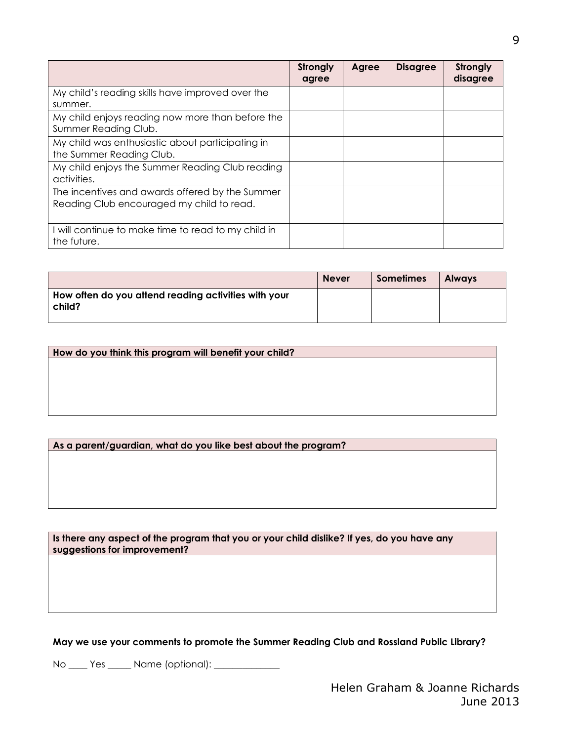| | Strongly agree | Agree | Disagree | Strongly disagree |
|---|---|---|---|---|
| My child's reading skills have improved over the summer. | | | | |
| My child enjoys reading now more than before the Summer Reading Club. | | | | |
| My child was enthusiastic about participating in the Summer Reading Club. | | | | |
| My child enjoys the Summer Reading Club reading activities. | | | | |
| The incentives and awards offered by the Summer Reading Club encouraged my child to read. | | | | |
| I will continue to make time to read to my child in the future. | | | | |

| | Never | Sometimes | Always |
|---|---|---|---|
| **How often do you attend reading activities with your child?** | | | |

| How do you think this program will benefit your child? |
|---|
| |

| As a parent/guardian, what do you like best about the program? |
|---|
| |

| Is there any aspect of the program that you or your child dislike? If yes, do you have any suggestions for improvement? |
|---|
| |

**May we use your comments to promote the Summer Reading Club and Rossland Public Library?**

No ____ Yes _____ Name (optional): ______________

Helen Graham & Joanne Richards
June 2013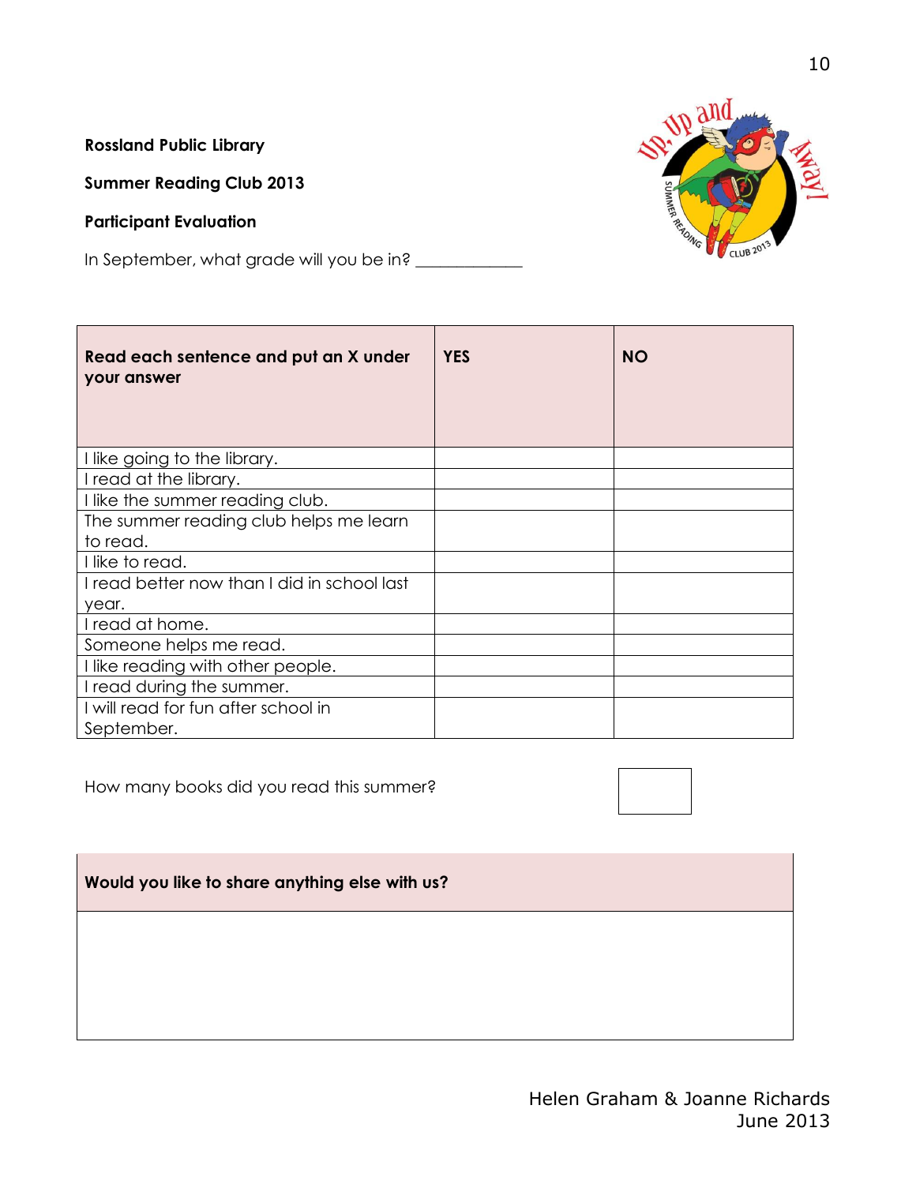**Rossland Public Library**

**Summer Reading Club 2013**

**Participant Evaluation**

In September, what grade will you be in? ____________

| **Read each sentence and put an X under your answer** | **YES** | **NO** |
|---|---|---|
| I like going to the library. | | |
| I read at the library. | | |
| I like the summer reading club. | | |
| The summer reading club helps me learn to read. | | |
| I like to read. | | |
| I read better now than I did in school last year. | | |
| I read at home. | | |
| Someone helps me read. | | |
| I like reading with other people. | | |
| I read during the summer. | | |
| I will read for fun after school in September. | | |

How many books did you read this summer?

| **Would you like to share anything else with us?** |
|---|
| |

Helen Graham & Joanne Richards
June 2013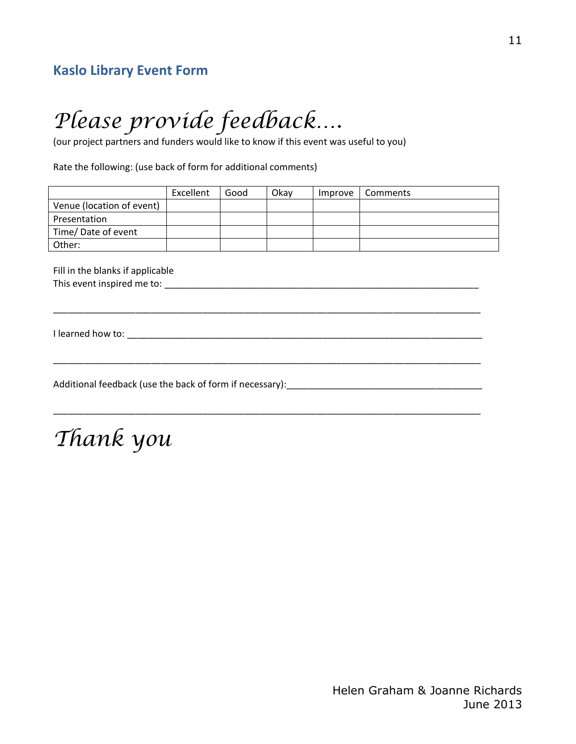## Kaslo Library Event Form

# *Please provide feedback….*

(our project partners and funders would like to know if this event was useful to you)

Rate the following: (use back of form for additional comments)

| | Excellent | Good | Okay | Improve | Comments |
|---|---|---|---|---|---|
| Venue (location of event) | | | | | |
| Presentation | | | | | |
| Time/ Date of event | | | | | |
| Other: | | | | | |

Fill in the blanks if applicable

This event inspired me to: ________________________________________________________________

______________________________________________________________________________________

I learned how to: ________________________________________________________________________

______________________________________________________________________________________

Additional feedback (use the back of form if necessary):______________________________________

______________________________________________________________________________________

# *Thank you*

Helen Graham & Joanne Richards
June 2013